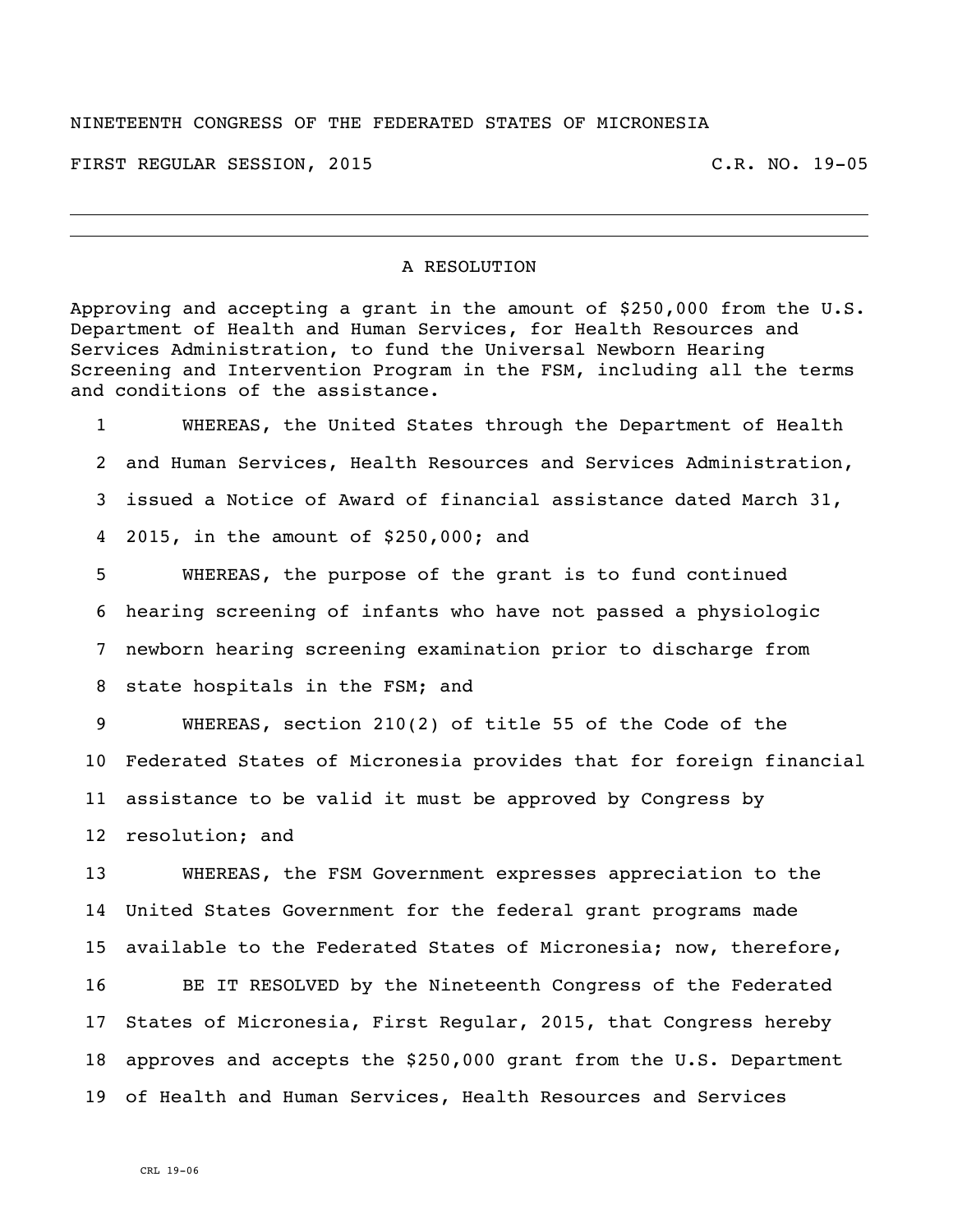NINETEENTH CONGRESS OF THE FEDERATED STATES OF MICRONESIA

FIRST REGULAR SESSION, 2015 C.R. NO. 19-05

---

## A RESOLUTION

Approving and accepting a grant in the amount of $250,000 from the U.S. Department of Health and Human Services, for Health Resources and Services Administration, to fund the Universal Newborn Hearing Screening and Intervention Program in the FSM, including all the terms and conditions of the assistance.

1 WHEREAS, the United States through the Department of Health
2 and Human Services, Health Resources and Services Administration,
3 issued a Notice of Award of financial assistance dated March 31,
4 2015, in the amount of $250,000; and

5 WHEREAS, the purpose of the grant is to fund continued
6 hearing screening of infants who have not passed a physiologic
7 newborn hearing screening examination prior to discharge from
8 state hospitals in the FSM; and

9 WHEREAS, section 210(2) of title 55 of the Code of the
10 Federated States of Micronesia provides that for foreign financial
11 assistance to be valid it must be approved by Congress by
12 resolution; and

13 WHEREAS, the FSM Government expresses appreciation to the
14 United States Government for the federal grant programs made
15 available to the Federated States of Micronesia; now, therefore,

16 BE IT RESOLVED by the Nineteenth Congress of the Federated
17 States of Micronesia, First Regular, 2015, that Congress hereby
18 approves and accepts the $250,000 grant from the U.S. Department
19 of Health and Human Services, Health Resources and Services

CRL 19-06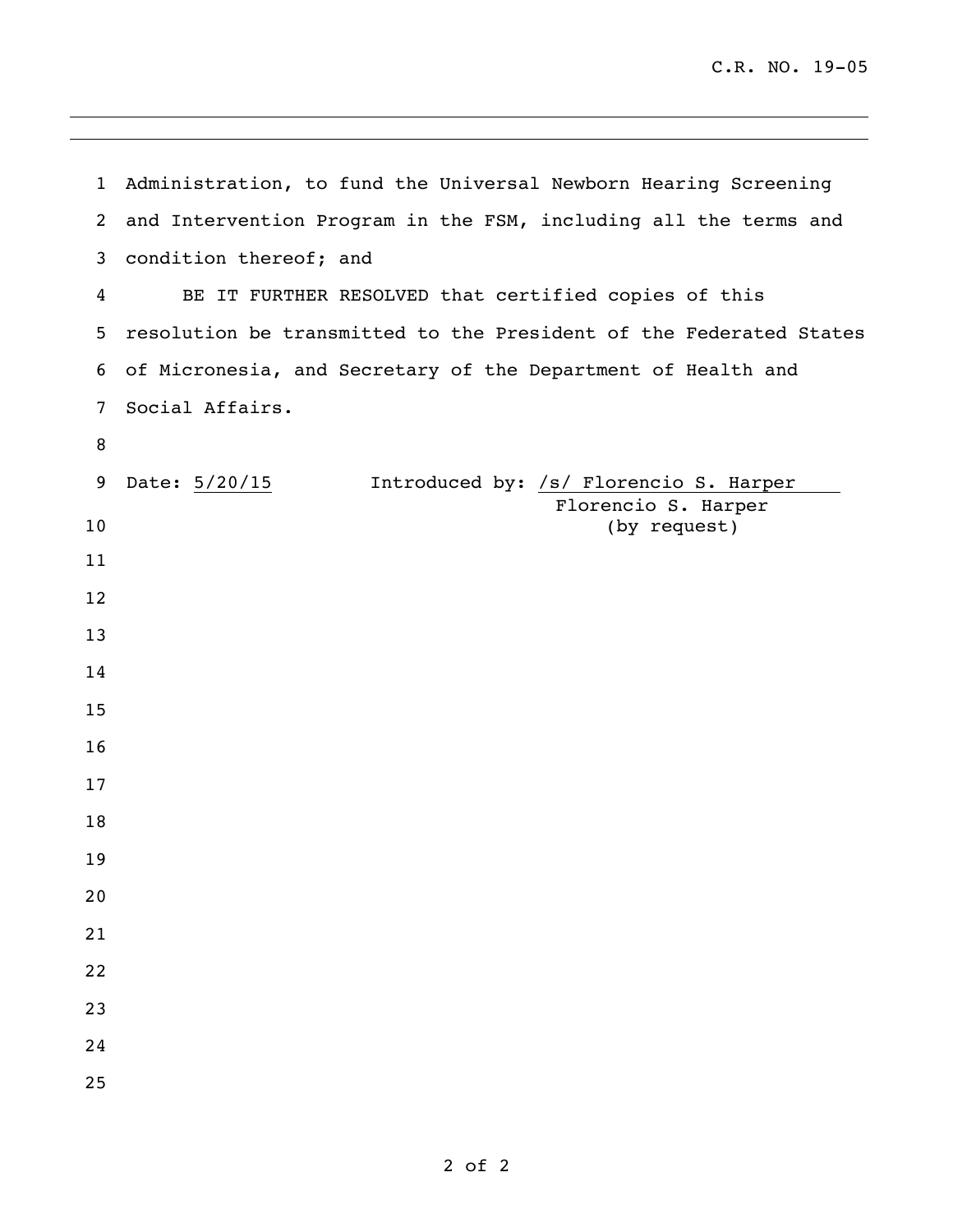Administration, to fund the Universal Newborn Hearing Screening and Intervention Program in the FSM, including all the terms and condition thereof; and

BE IT FURTHER RESOLVED that certified copies of this resolution be transmitted to the President of the Federated States of Micronesia, and Secretary of the Department of Health and Social Affairs.

Date: 5/20/15

Introduced by: /s/ Florencio S. Harper
Florencio S. Harper
(by request)